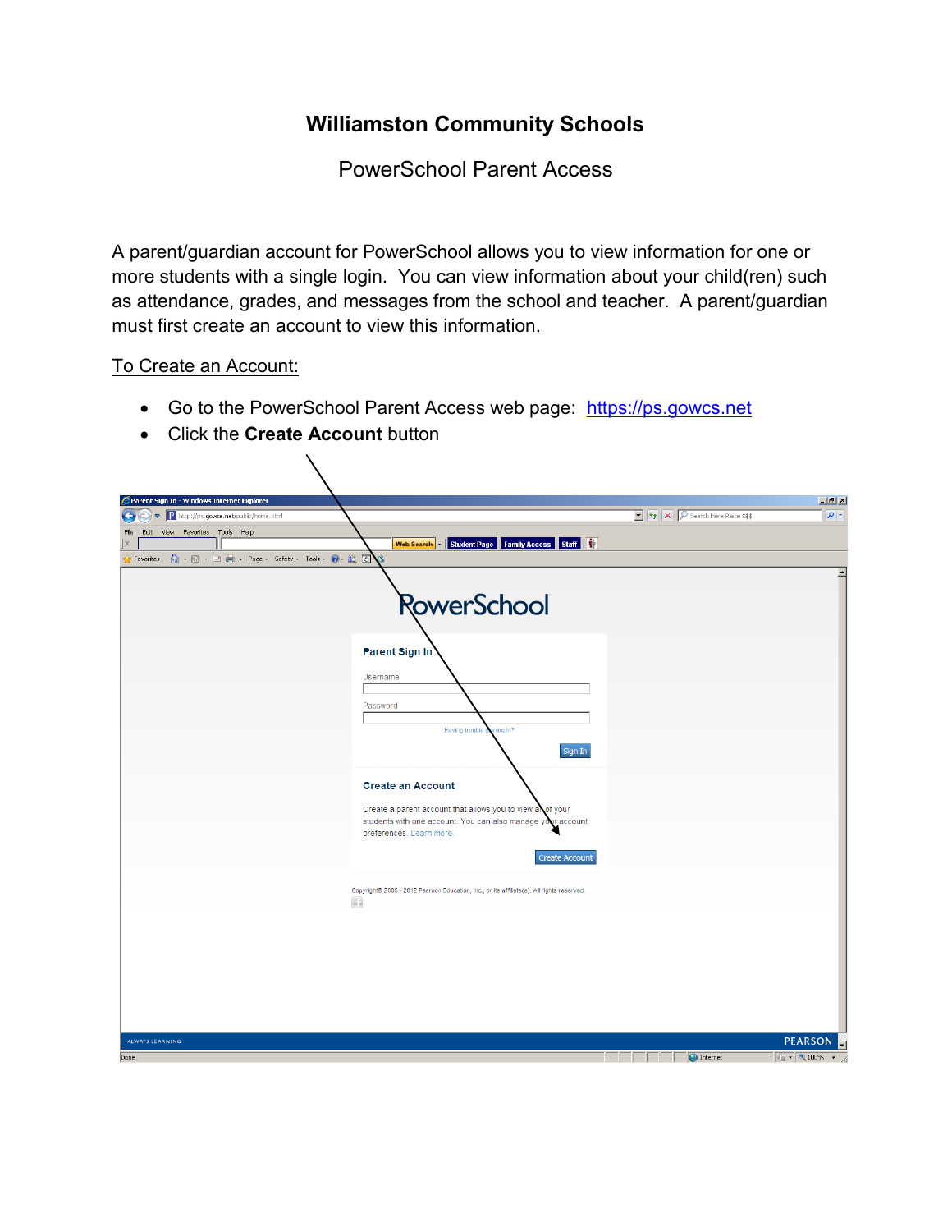# Williamston Community Schools

PowerSchool Parent Access

A parent/guardian account for PowerSchool allows you to view information for one or more students with a single login. You can view information about your child(ren) such as attendance, grades, and messages from the school and teacher. A parent/guardian must first create an account to view this information.

To Create an Account:

- Go to the PowerSchool Parent Access web page: https://ps.gowcs.net
- Click the **Create Account** button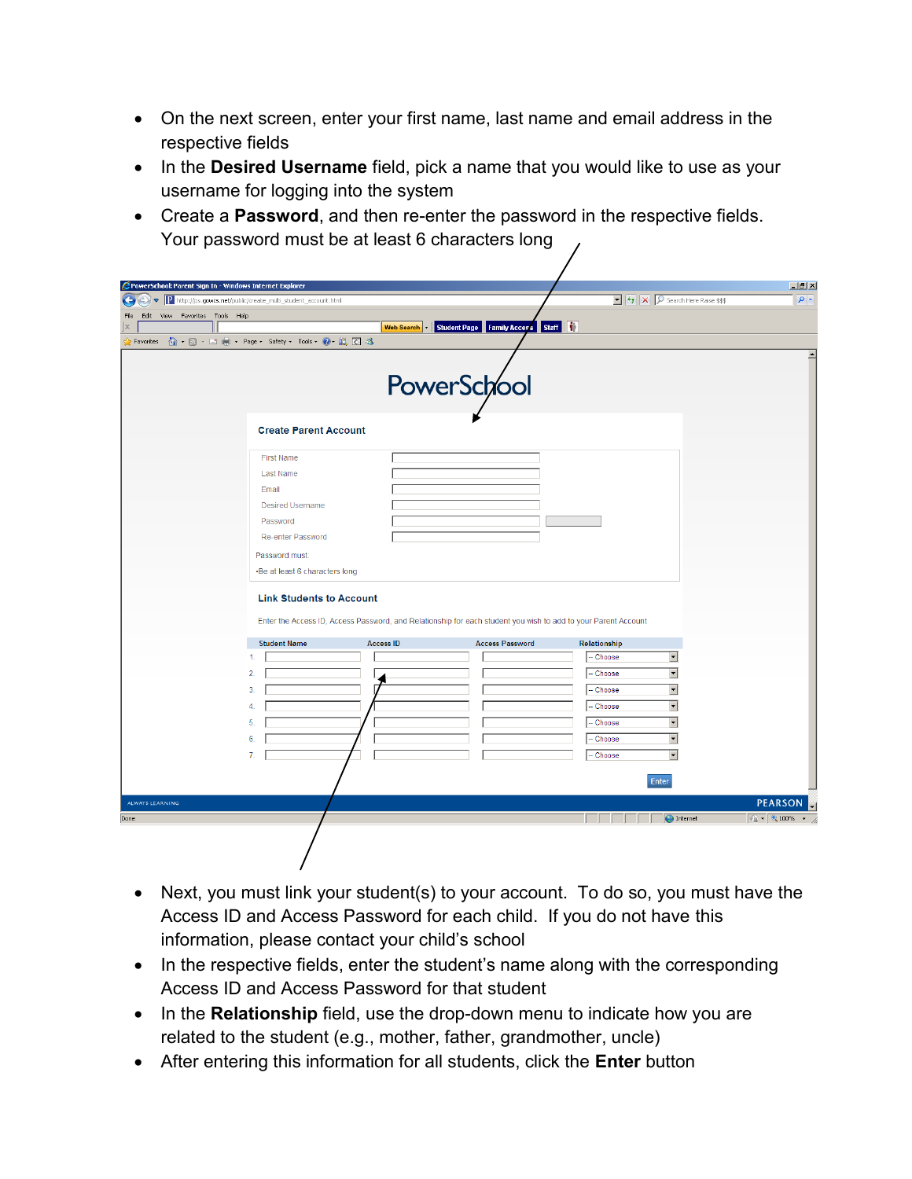- On the next screen, enter your first name, last name and email address in the respective fields
- In the **Desired Username** field, pick a name that you would like to use as your username for logging into the system
- Create a **Password**, and then re-enter the password in the respective fields. Your password must be at least 6 characters long

- Next, you must link your student(s) to your account. To do so, you must have the Access ID and Access Password for each child. If you do not have this information, please contact your child's school
- In the respective fields, enter the student's name along with the corresponding Access ID and Access Password for that student
- In the **Relationship** field, use the drop-down menu to indicate how you are related to the student (e.g., mother, father, grandmother, uncle)
- After entering this information for all students, click the **Enter** button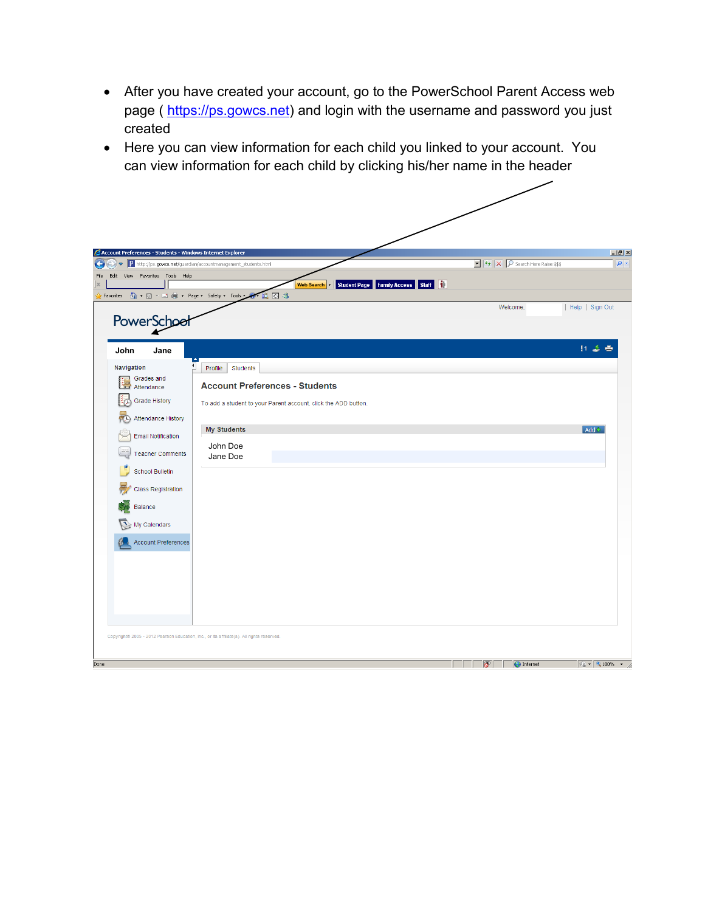- After you have created your account, go to the PowerSchool Parent Access web page ( https://ps.gowcs.net) and login with the username and password you just created
- Here you can view information for each child you linked to your account. You can view information for each child by clicking his/her name in the header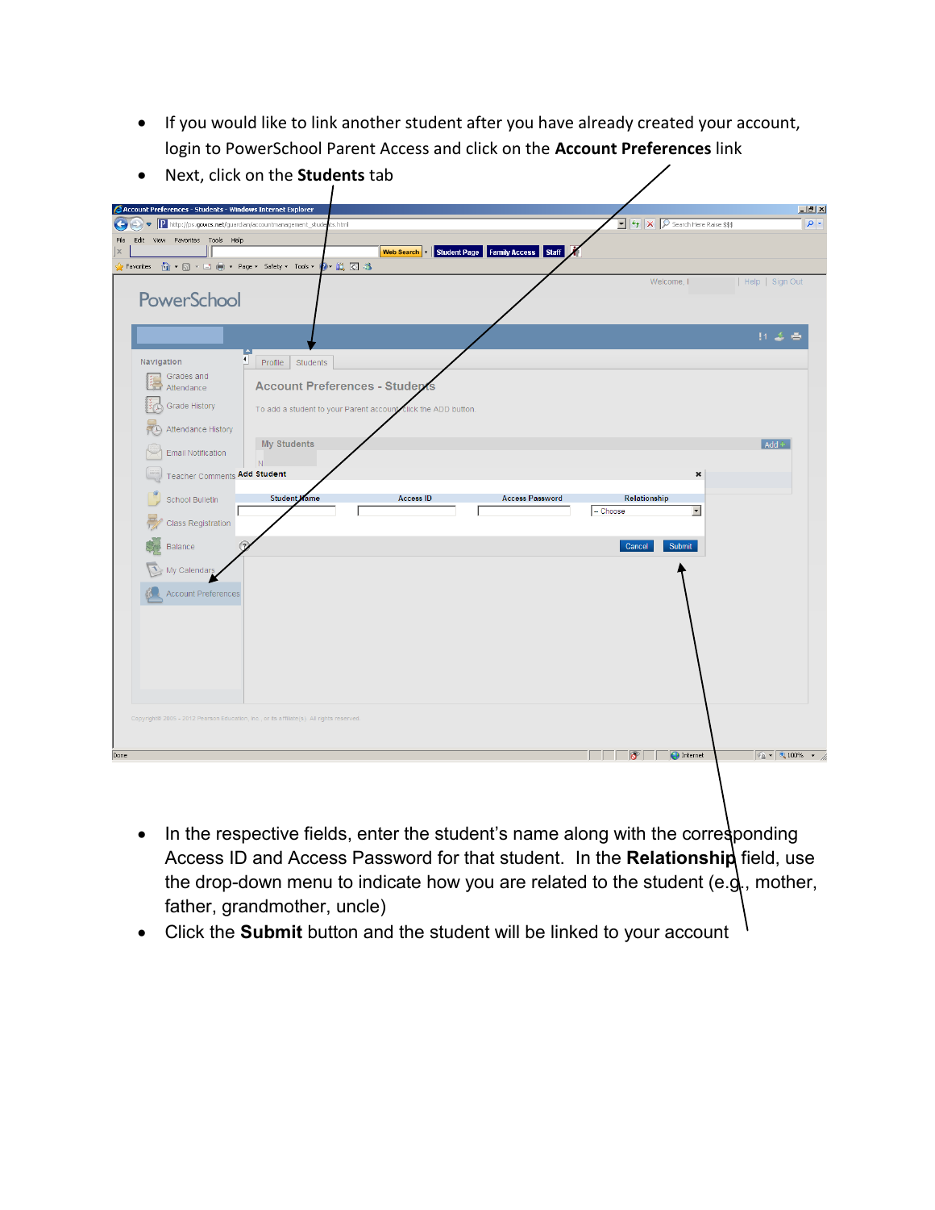- If you would like to link another student after you have already created your account, login to PowerSchool Parent Access and click on the **Account Preferences** link
- Next, click on the **Students** tab

- In the respective fields, enter the student's name along with the corresponding Access ID and Access Password for that student. In the **Relationship** field, use the drop-down menu to indicate how you are related to the student (e.g., mother, father, grandmother, uncle)
- Click the **Submit** button and the student will be linked to your account